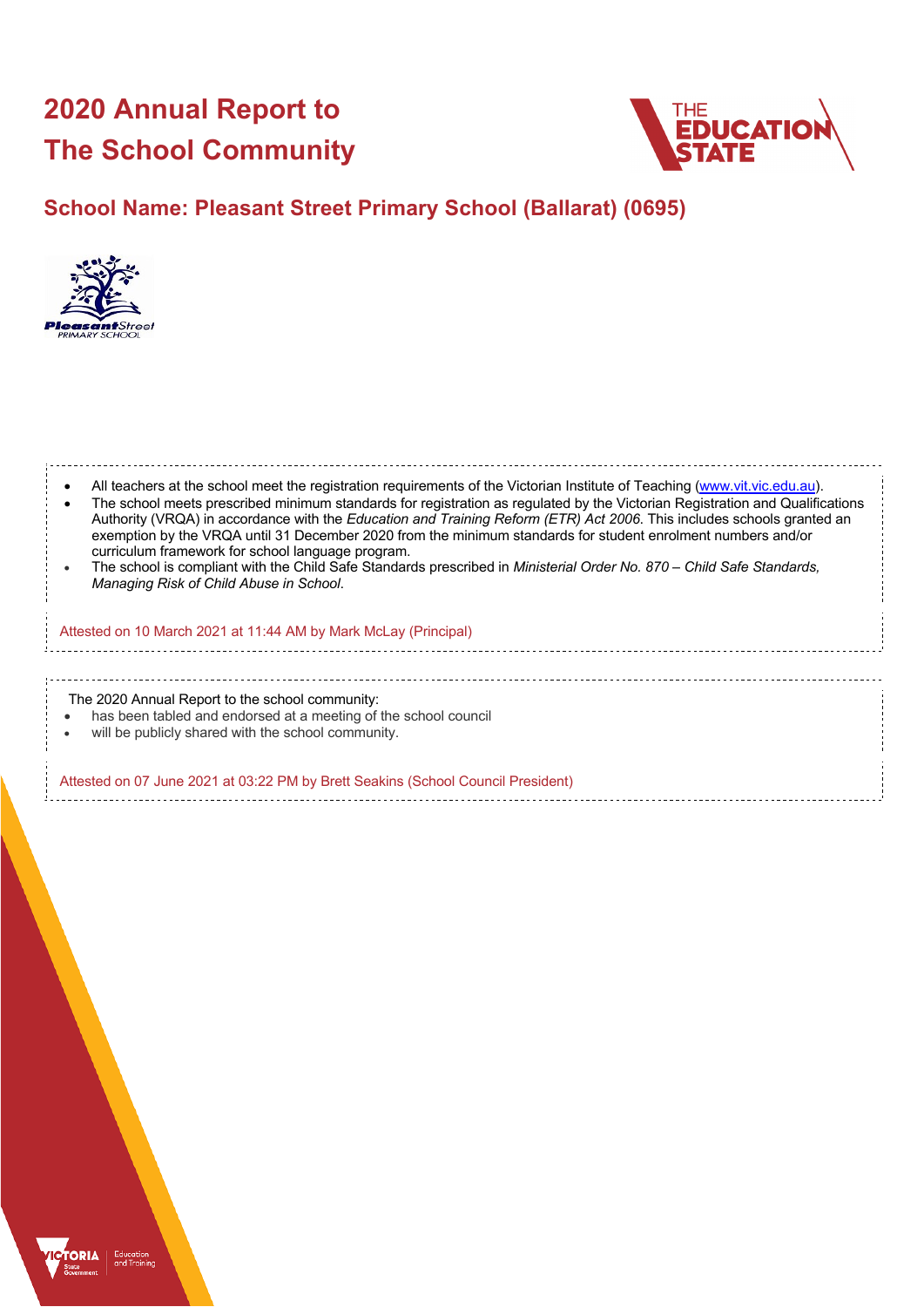# 2020 Annual Report to The School Community

## School Name: Pleasant Street Primary School (Ballarat) (0695)

- All teachers at the school meet the registration requirements of the Victorian Institute of Teaching (www.vit.vic.edu.au).
- The school meets prescribed minimum standards for registration as regulated by the Victorian Registration and Qualifications Authority (VRQA) in accordance with the *Education and Training Reform (ETR) Act 2006*. This includes schools granted an exemption by the VRQA until 31 December 2020 from the minimum standards for student enrolment numbers and/or curriculum framework for school language program.
- The school is compliant with the Child Safe Standards prescribed in *Ministerial Order No. 870 – Child Safe Standards, Managing Risk of Child Abuse in School*.

Attested on 10 March 2021 at 11:44 AM by Mark McLay (Principal)

The 2020 Annual Report to the school community:

- has been tabled and endorsed at a meeting of the school council
- will be publicly shared with the school community.

Attested on 07 June 2021 at 03:22 PM by Brett Seakins (School Council President)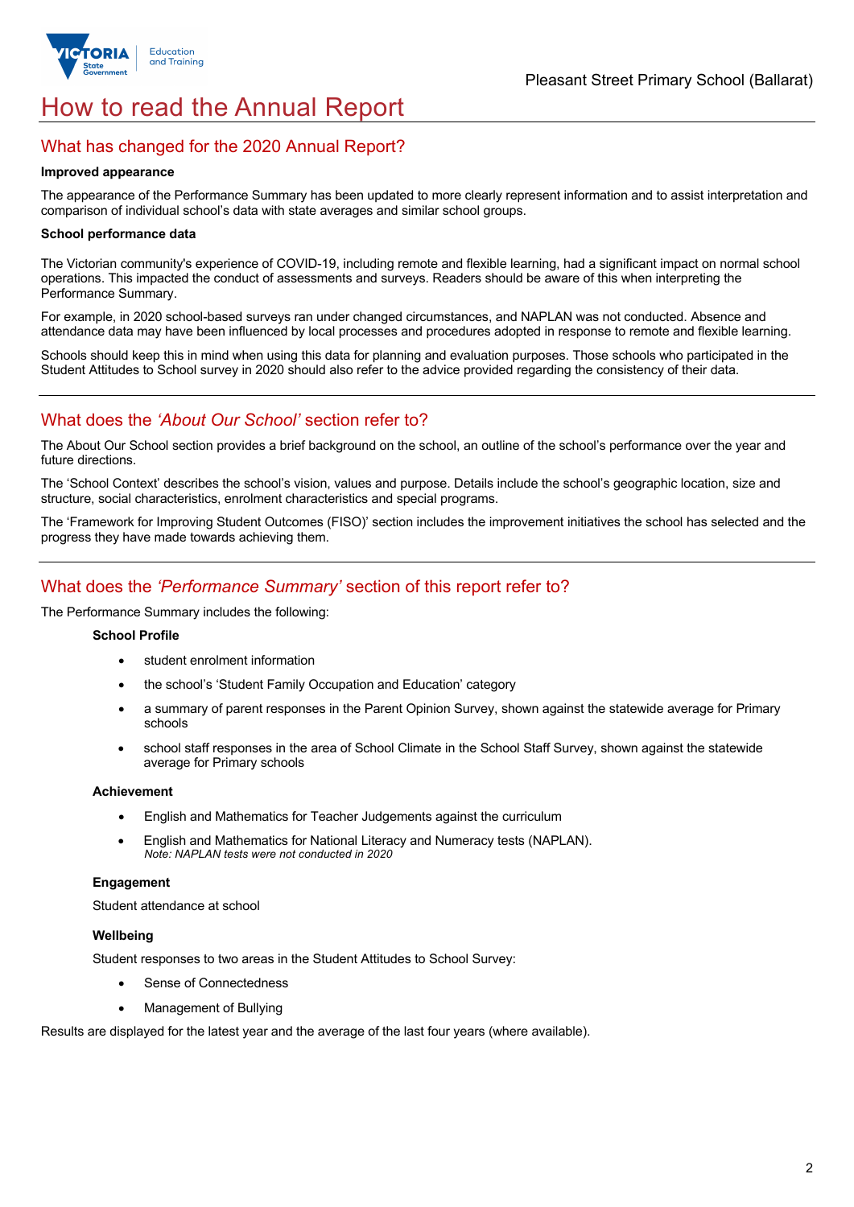# How to read the Annual Report

## What has changed for the 2020 Annual Report?

**Improved appearance**

The appearance of the Performance Summary has been updated to more clearly represent information and to assist interpretation and comparison of individual school's data with state averages and similar school groups.

**School performance data**

The Victorian community's experience of COVID-19, including remote and flexible learning, had a significant impact on normal school operations. This impacted the conduct of assessments and surveys. Readers should be aware of this when interpreting the Performance Summary.

For example, in 2020 school-based surveys ran under changed circumstances, and NAPLAN was not conducted. Absence and attendance data may have been influenced by local processes and procedures adopted in response to remote and flexible learning.

Schools should keep this in mind when using this data for planning and evaluation purposes. Those schools who participated in the Student Attitudes to School survey in 2020 should also refer to the advice provided regarding the consistency of their data.

## What does the *'About Our School'* section refer to?

The About Our School section provides a brief background on the school, an outline of the school's performance over the year and future directions.

The 'School Context' describes the school's vision, values and purpose. Details include the school's geographic location, size and structure, social characteristics, enrolment characteristics and special programs.

The 'Framework for Improving Student Outcomes (FISO)' section includes the improvement initiatives the school has selected and the progress they have made towards achieving them.

## What does the *'Performance Summary'* section of this report refer to?

The Performance Summary includes the following:

**School Profile**

- student enrolment information
- the school's 'Student Family Occupation and Education' category
- a summary of parent responses in the Parent Opinion Survey, shown against the statewide average for Primary schools
- school staff responses in the area of School Climate in the School Staff Survey, shown against the statewide average for Primary schools

**Achievement**

- English and Mathematics for Teacher Judgements against the curriculum
- English and Mathematics for National Literacy and Numeracy tests (NAPLAN).
  *Note: NAPLAN tests were not conducted in 2020*

**Engagement**

Student attendance at school

**Wellbeing**

Student responses to two areas in the Student Attitudes to School Survey:

- Sense of Connectedness
- Management of Bullying

Results are displayed for the latest year and the average of the last four years (where available).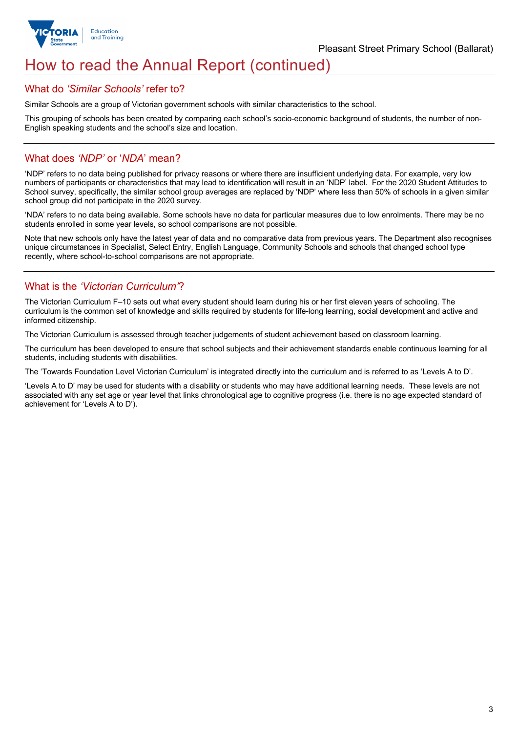# How to read the Annual Report (continued)

## What do *'Similar Schools'* refer to?

Similar Schools are a group of Victorian government schools with similar characteristics to the school.

This grouping of schools has been created by comparing each school's socio-economic background of students, the number of non-English speaking students and the school's size and location.

## What does *'NDP'* or '*NDA*' mean?

'NDP' refers to no data being published for privacy reasons or where there are insufficient underlying data. For example, very low numbers of participants or characteristics that may lead to identification will result in an 'NDP' label. For the 2020 Student Attitudes to School survey, specifically, the similar school group averages are replaced by 'NDP' where less than 50% of schools in a given similar school group did not participate in the 2020 survey.

'NDA' refers to no data being available. Some schools have no data for particular measures due to low enrolments. There may be no students enrolled in some year levels, so school comparisons are not possible.

Note that new schools only have the latest year of data and no comparative data from previous years. The Department also recognises unique circumstances in Specialist, Select Entry, English Language, Community Schools and schools that changed school type recently, where school-to-school comparisons are not appropriate.

## What is the *'Victorian Curriculum'*?

The Victorian Curriculum F–10 sets out what every student should learn during his or her first eleven years of schooling. The curriculum is the common set of knowledge and skills required by students for life-long learning, social development and active and informed citizenship.

The Victorian Curriculum is assessed through teacher judgements of student achievement based on classroom learning.

The curriculum has been developed to ensure that school subjects and their achievement standards enable continuous learning for all students, including students with disabilities.

The 'Towards Foundation Level Victorian Curriculum' is integrated directly into the curriculum and is referred to as 'Levels A to D'.

'Levels A to D' may be used for students with a disability or students who may have additional learning needs. These levels are not associated with any set age or year level that links chronological age to cognitive progress (i.e. there is no age expected standard of achievement for 'Levels A to D').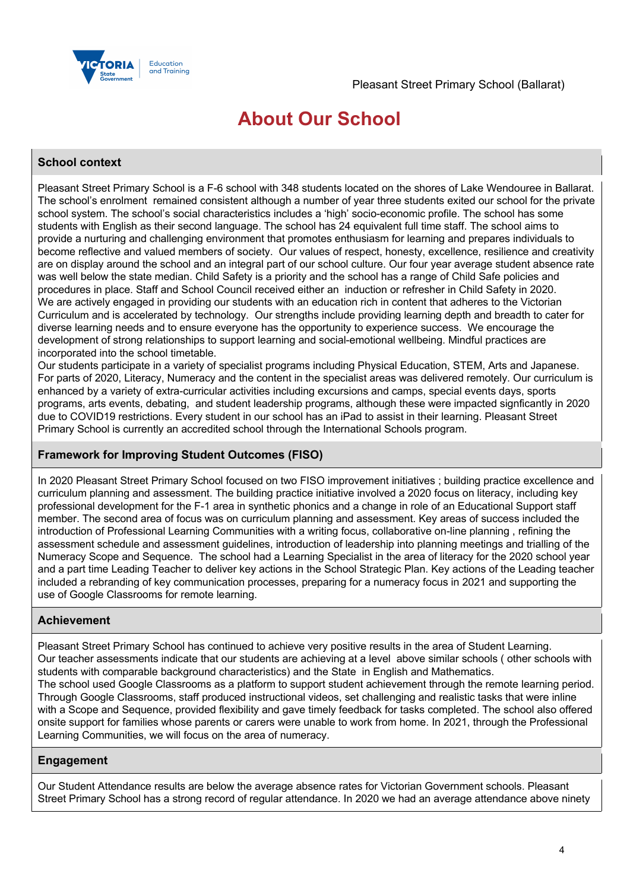# About Our School

## School context

Pleasant Street Primary School is a F-6 school with 348 students located on the shores of Lake Wendouree in Ballarat. The school's enrolment remained consistent although a number of year three students exited our school for the private school system. The school's social characteristics includes a 'high' socio-economic profile. The school has some students with English as their second language. The school has 24 equivalent full time staff. The school aims to provide a nurturing and challenging environment that promotes enthusiasm for learning and prepares individuals to become reflective and valued members of society. Our values of respect, honesty, excellence, resilience and creativity are on display around the school and an integral part of our school culture. Our four year average student absence rate was well below the state median. Child Safety is a priority and the school has a range of Child Safe policies and procedures in place. Staff and School Council received either an induction or refresher in Child Safety in 2020.
We are actively engaged in providing our students with an education rich in content that adheres to the Victorian Curriculum and is accelerated by technology. Our strengths include providing learning depth and breadth to cater for diverse learning needs and to ensure everyone has the opportunity to experience success. We encourage the development of strong relationships to support learning and social-emotional wellbeing. Mindful practices are incorporated into the school timetable.
Our students participate in a variety of specialist programs including Physical Education, STEM, Arts and Japanese. For parts of 2020, Literacy, Numeracy and the content in the specialist areas was delivered remotely. Our curriculum is enhanced by a variety of extra-curricular activities including excursions and camps, special events days, sports programs, arts events, debating, and student leadership programs, although these were impacted signficantly in 2020 due to COVID19 restrictions. Every student in our school has an iPad to assist in their learning. Pleasant Street Primary School is currently an accredited school through the International Schools program.

## Framework for Improving Student Outcomes (FISO)

In 2020 Pleasant Street Primary School focused on two FISO improvement initiatives ; building practice excellence and curriculum planning and assessment. The building practice initiative involved a 2020 focus on literacy, including key professional development for the F-1 area in synthetic phonics and a change in role of an Educational Support staff member. The second area of focus was on curriculum planning and assessment. Key areas of success included the introduction of Professional Learning Communities with a writing focus, collaborative on-line planning , refining the assessment schedule and assessment guidelines, introduction of leadership into planning meetings and trialling of the Numeracy Scope and Sequence. The school had a Learning Specialist in the area of literacy for the 2020 school year and a part time Leading Teacher to deliver key actions in the School Strategic Plan. Key actions of the Leading teacher included a rebranding of key communication processes, preparing for a numeracy focus in 2021 and supporting the use of Google Classrooms for remote learning.

## Achievement

Pleasant Street Primary School has continued to achieve very positive results in the area of Student Learning.
Our teacher assessments indicate that our students are achieving at a level above similar schools ( other schools with students with comparable background characteristics) and the State in English and Mathematics.
The school used Google Classrooms as a platform to support student achievement through the remote learning period. Through Google Classrooms, staff produced instructional videos, set challenging and realistic tasks that were inline with a Scope and Sequence, provided flexibility and gave timely feedback for tasks completed. The school also offered onsite support for families whose parents or carers were unable to work from home. In 2021, through the Professional Learning Communities, we will focus on the area of numeracy.

## Engagement

Our Student Attendance results are below the average absence rates for Victorian Government schools. Pleasant Street Primary School has a strong record of regular attendance. In 2020 we had an average attendance above ninety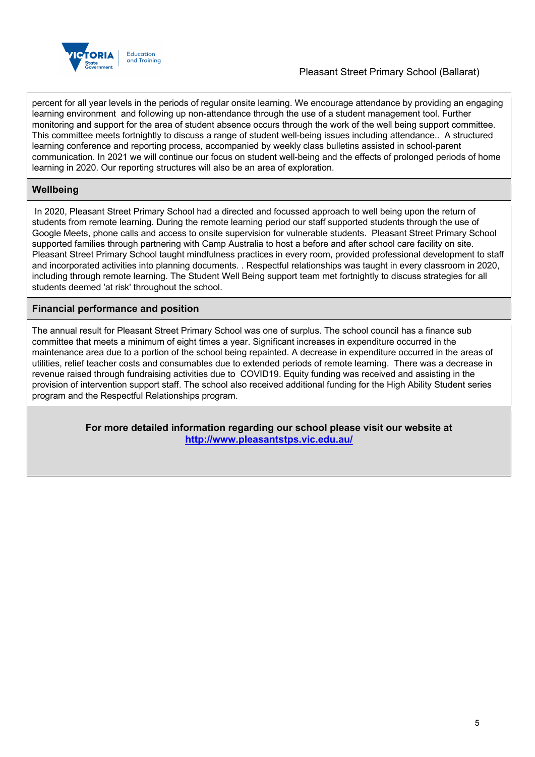percent for all year levels in the periods of regular onsite learning. We encourage attendance by providing an engaging learning environment and following up non-attendance through the use of a student management tool. Further monitoring and support for the area of student absence occurs through the work of the well being support committee. This committee meets fortnightly to discuss a range of student well-being issues including attendance.. A structured learning conference and reporting process, accompanied by weekly class bulletins assisted in school-parent communication. In 2021 we will continue our focus on student well-being and the effects of prolonged periods of home learning in 2020. Our reporting structures will also be an area of exploration.

## Wellbeing

In 2020, Pleasant Street Primary School had a directed and focussed approach to well being upon the return of students from remote learning. During the remote learning period our staff supported students through the use of Google Meets, phone calls and access to onsite supervision for vulnerable students. Pleasant Street Primary School supported families through partnering with Camp Australia to host a before and after school care facility on site. Pleasant Street Primary School taught mindfulness practices in every room, provided professional development to staff and incorporated activities into planning documents. . Respectful relationships was taught in every classroom in 2020, including through remote learning. The Student Well Being support team met fortnightly to discuss strategies for all students deemed 'at risk' throughout the school.

## Financial performance and position

The annual result for Pleasant Street Primary School was one of surplus. The school council has a finance sub committee that meets a minimum of eight times a year. Significant increases in expenditure occurred in the maintenance area due to a portion of the school being repainted. A decrease in expenditure occurred in the areas of utilities, relief teacher costs and consumables due to extended periods of remote learning. There was a decrease in revenue raised through fundraising activities due to COVID19. Equity funding was received and assisting in the provision of intervention support staff. The school also received additional funding for the High Ability Student series program and the Respectful Relationships program.

**For more detailed information regarding our school please visit our website at [http://www.pleasantstps.vic.edu.au/](http://www.pleasantstps.vic.edu.au/)**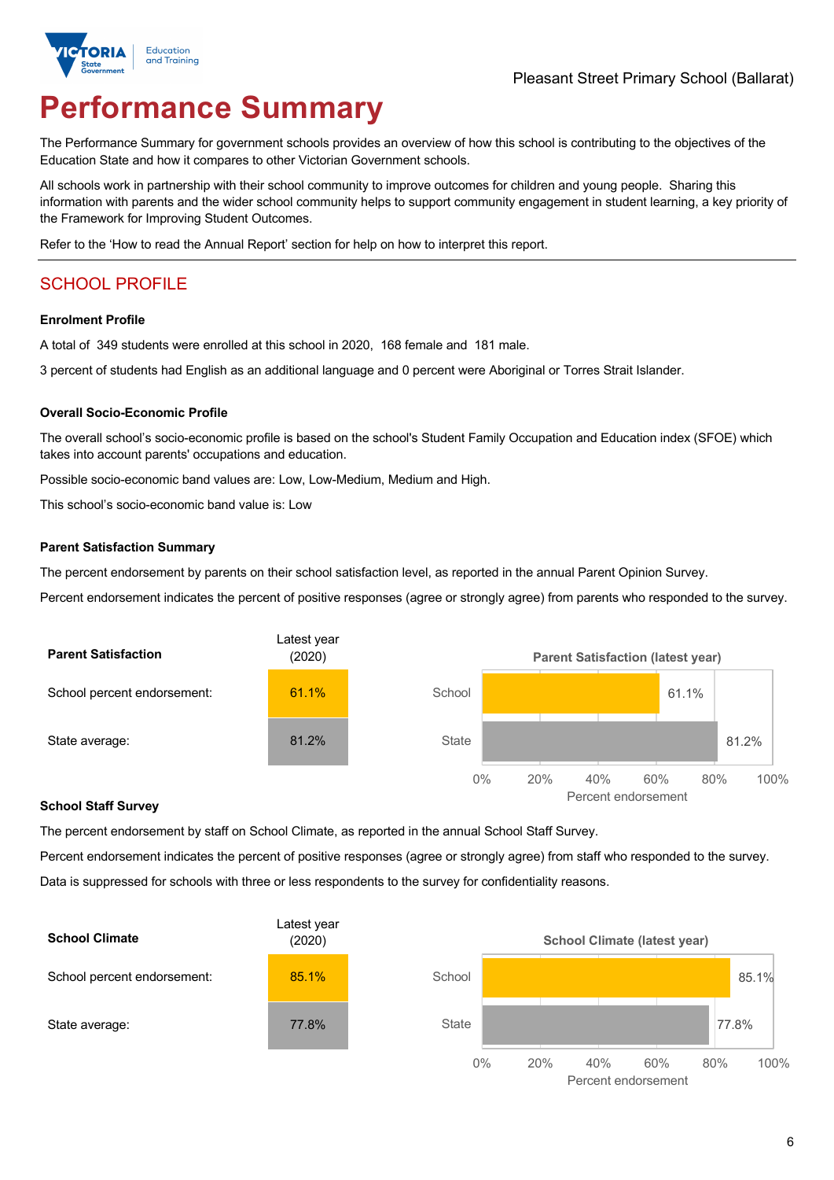Pleasant Street Primary School (Ballarat)

# Performance Summary

The Performance Summary for government schools provides an overview of how this school is contributing to the objectives of the Education State and how it compares to other Victorian Government schools.

All schools work in partnership with their school community to improve outcomes for children and young people. Sharing this information with parents and the wider school community helps to support community engagement in student learning, a key priority of the Framework for Improving Student Outcomes.

Refer to the 'How to read the Annual Report' section for help on how to interpret this report.

## SCHOOL PROFILE

### Enrolment Profile

A total of 349 students were enrolled at this school in 2020, 168 female and 181 male.

3 percent of students had English as an additional language and 0 percent were Aboriginal or Torres Strait Islander.

### Overall Socio-Economic Profile

The overall school's socio-economic profile is based on the school's Student Family Occupation and Education index (SFOE) which takes into account parents' occupations and education.

Possible socio-economic band values are: Low, Low-Medium, Medium and High.

This school's socio-economic band value is: Low

### Parent Satisfaction Summary

The percent endorsement by parents on their school satisfaction level, as reported in the annual Parent Opinion Survey.

Percent endorsement indicates the percent of positive responses (agree or strongly agree) from parents who responded to the survey.

| Parent Satisfaction | Latest year (2020) |
|---|---|
| School percent endorsement: | 61.1% |
| State average: | 81.2% |

**Parent Satisfaction (latest year)**

| | Percent endorsement |
|---|---|
| School | 61.1% |
| State | 81.2% |

### School Staff Survey

The percent endorsement by staff on School Climate, as reported in the annual School Staff Survey.

Percent endorsement indicates the percent of positive responses (agree or strongly agree) from staff who responded to the survey.

Data is suppressed for schools with three or less respondents to the survey for confidentiality reasons.

| School Climate | Latest year (2020) |
|---|---|
| School percent endorsement: | 85.1% |
| State average: | 77.8% |

**School Climate (latest year)**

| | Percent endorsement |
|---|---|
| School | 85.1% |
| State | 77.8% |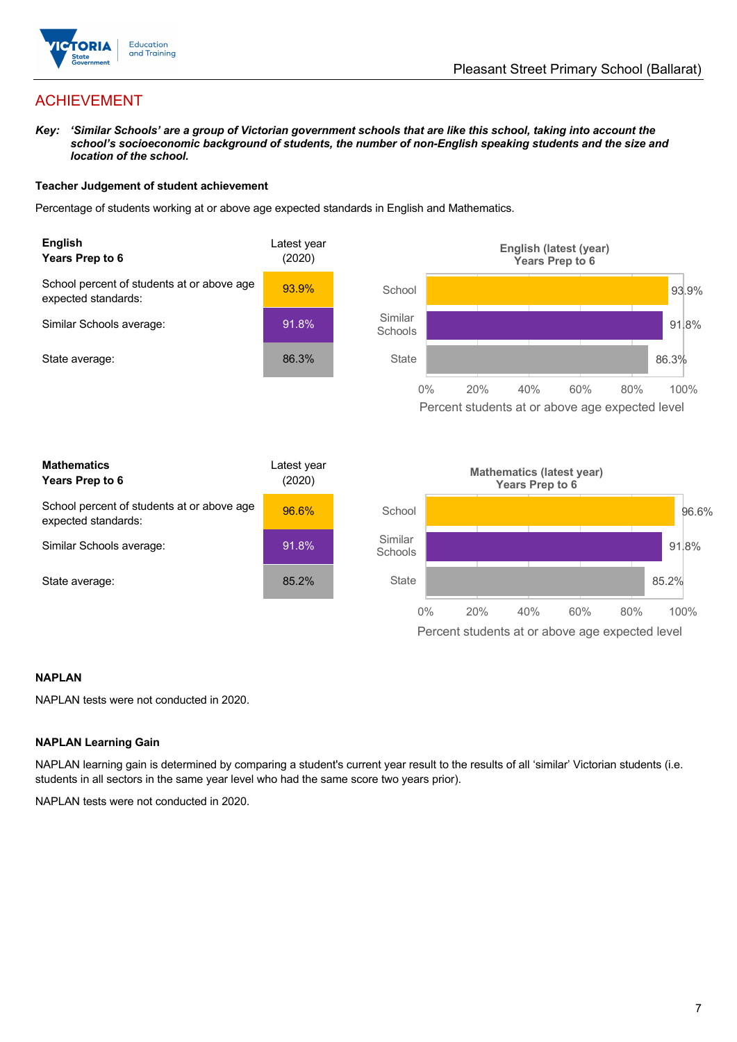## ACHIEVEMENT

***Key:*** ***'Similar Schools' are a group of Victorian government schools that are like this school, taking into account the school's socioeconomic background of students, the number of non-English speaking students and the size and location of the school.***

**Teacher Judgement of student achievement**

Percentage of students working at or above age expected standards in English and Mathematics.

| **English** **Years Prep to 6** | Latest year (2020) |
| --- | --- |
| School percent of students at or above age expected standards: | 93.9% |
| Similar Schools average: | 91.8% |
| State average: | 86.3% |

**English (latest (year) Years Prep to 6**

| | Percent students at or above age expected level |
| --- | --- |
| School | 93.9% |
| Similar Schools | 91.8% |
| State | 86.3% |

| **Mathematics** **Years Prep to 6** | Latest year (2020) |
| --- | --- |
| School percent of students at or above age expected standards: | 96.6% |
| Similar Schools average: | 91.8% |
| State average: | 85.2% |

**Mathematics (latest year) Years Prep to 6**

| | Percent students at or above age expected level |
| --- | --- |
| School | 96.6% |
| Similar Schools | 91.8% |
| State | 85.2% |

**NAPLAN**

NAPLAN tests were not conducted in 2020.

**NAPLAN Learning Gain**

NAPLAN learning gain is determined by comparing a student's current year result to the results of all 'similar' Victorian students (i.e. students in all sectors in the same year level who had the same score two years prior).

NAPLAN tests were not conducted in 2020.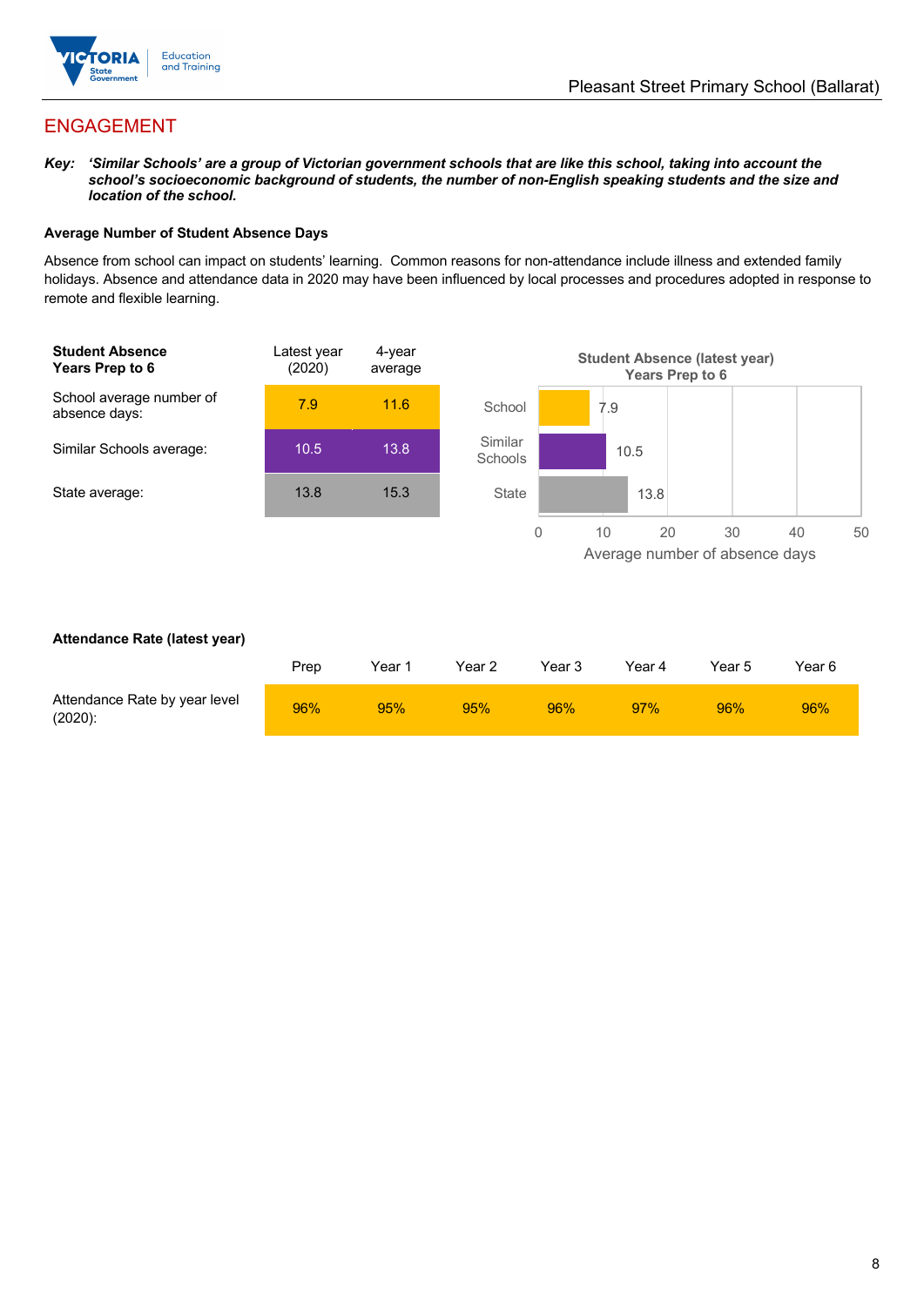## ENGAGEMENT

***Key:*** ***'Similar Schools' are a group of Victorian government schools that are like this school, taking into account the school's socioeconomic background of students, the number of non-English speaking students and the size and location of the school.***

**Average Number of Student Absence Days**

Absence from school can impact on students' learning. Common reasons for non-attendance include illness and extended family holidays. Absence and attendance data in 2020 may have been influenced by local processes and procedures adopted in response to remote and flexible learning.

| **Student Absence Years Prep to 6** | Latest year (2020) | 4-year average |
|---|---|---|
| School average number of absence days: | 7.9 | 11.6 |
| Similar Schools average: | 10.5 | 13.8 |
| State average: | 13.8 | 15.3 |

**Student Absence (latest year) Years Prep to 6**

| | Average number of absence days |
|---|---|
| School | 7.9 |
| Similar Schools | 10.5 |
| State | 13.8 |

**Attendance Rate (latest year)**

| | Prep | Year 1 | Year 2 | Year 3 | Year 4 | Year 5 | Year 6 |
|---|---|---|---|---|---|---|---|
| Attendance Rate by year level (2020): | 96% | 95% | 95% | 96% | 97% | 96% | 96% |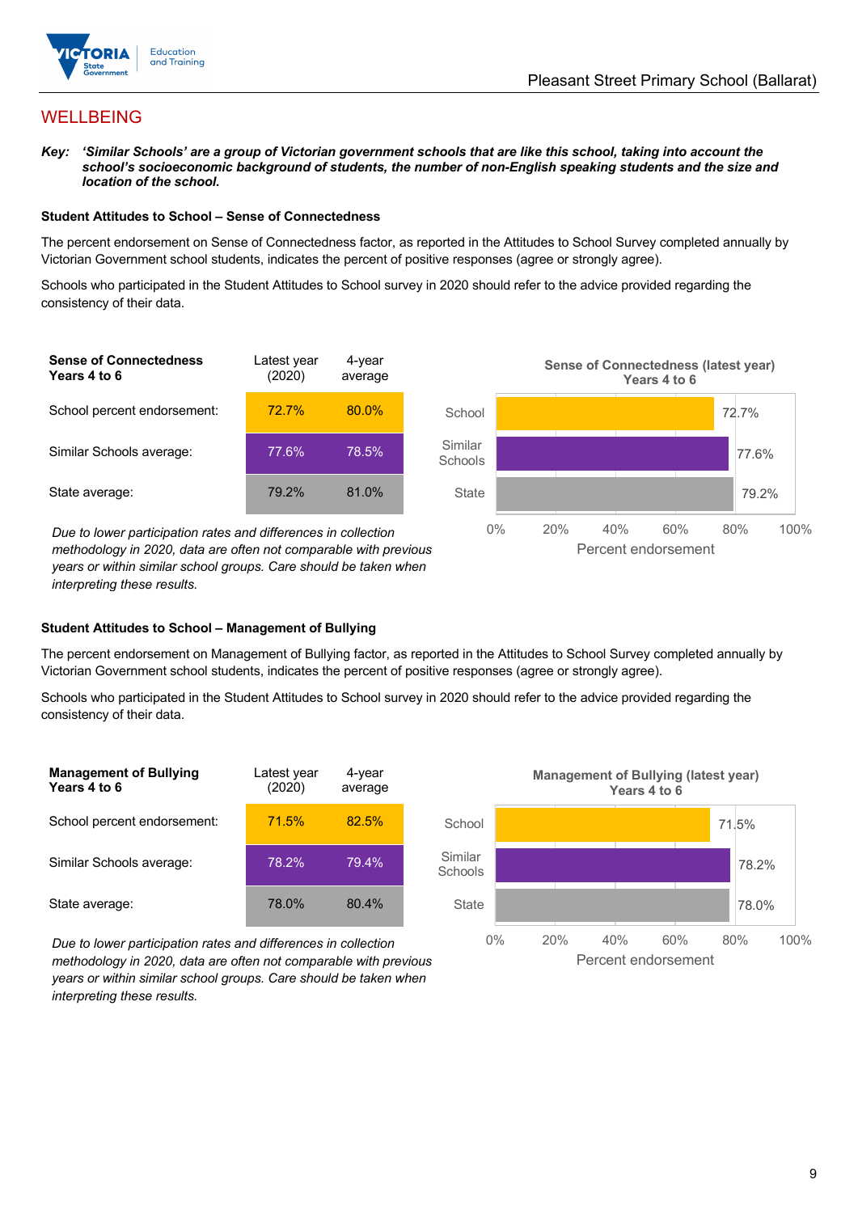## WELLBEING

***Key:*** ***'Similar Schools' are a group of Victorian government schools that are like this school, taking into account the school's socioeconomic background of students, the number of non-English speaking students and the size and location of the school.***

### Student Attitudes to School – Sense of Connectedness

The percent endorsement on Sense of Connectedness factor, as reported in the Attitudes to School Survey completed annually by Victorian Government school students, indicates the percent of positive responses (agree or strongly agree).

Schools who participated in the Student Attitudes to School survey in 2020 should refer to the advice provided regarding the consistency of their data.

| **Sense of Connectedness Years 4 to 6** | Latest year (2020) | 4-year average |
|---|---|---|
| School percent endorsement: | 72.7% | 80.0% |
| Similar Schools average: | 77.6% | 78.5% |
| State average: | 79.2% | 81.0% |

*Due to lower participation rates and differences in collection methodology in 2020, data are often not comparable with previous years or within similar school groups. Care should be taken when interpreting these results.*

**Sense of Connectedness (latest year) Years 4 to 6**

| | Percent endorsement |
|---|---|
| School | 72.7% |
| Similar Schools | 77.6% |
| State | 79.2% |

### Student Attitudes to School – Management of Bullying

The percent endorsement on Management of Bullying factor, as reported in the Attitudes to School Survey completed annually by Victorian Government school students, indicates the percent of positive responses (agree or strongly agree).

Schools who participated in the Student Attitudes to School survey in 2020 should refer to the advice provided regarding the consistency of their data.

| **Management of Bullying Years 4 to 6** | Latest year (2020) | 4-year average |
|---|---|---|
| School percent endorsement: | 71.5% | 82.5% |
| Similar Schools average: | 78.2% | 79.4% |
| State average: | 78.0% | 80.4% |

*Due to lower participation rates and differences in collection methodology in 2020, data are often not comparable with previous years or within similar school groups. Care should be taken when interpreting these results.*

**Management of Bullying (latest year) Years 4 to 6**

| | Percent endorsement |
|---|---|
| School | 71.5% |
| Similar Schools | 78.2% |
| State | 78.0% |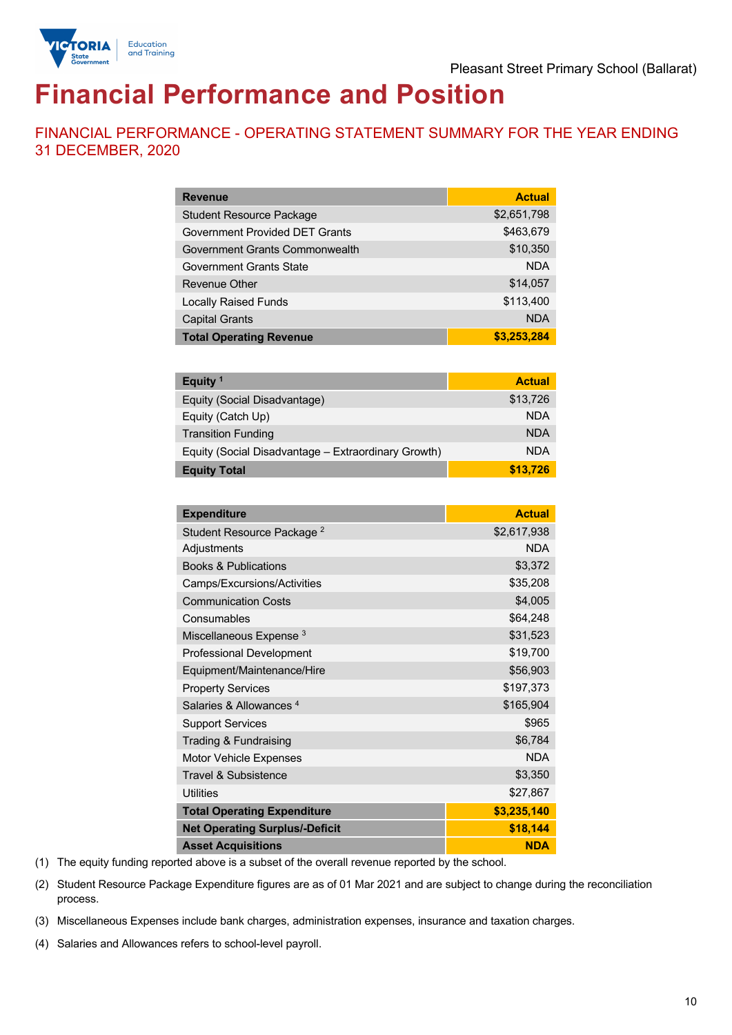Pleasant Street Primary School (Ballarat)

# Financial Performance and Position

## FINANCIAL PERFORMANCE - OPERATING STATEMENT SUMMARY FOR THE YEAR ENDING 31 DECEMBER, 2020

| Revenue | Actual |
|---|---|
| Student Resource Package | $2,651,798 |
| Government Provided DET Grants | $463,679 |
| Government Grants Commonwealth | $10,350 |
| Government Grants State | NDA |
| Revenue Other | $14,057 |
| Locally Raised Funds | $113,400 |
| Capital Grants | NDA |
| **Total Operating Revenue** | **$3,253,284** |

| Equity [1] | Actual |
|---|---|
| Equity (Social Disadvantage) | $13,726 |
| Equity (Catch Up) | NDA |
| Transition Funding | NDA |
| Equity (Social Disadvantage – Extraordinary Growth) | NDA |
| **Equity Total** | **$13,726** |

| Expenditure | Actual |
|---|---|
| Student Resource Package [2] | $2,617,938 |
| Adjustments | NDA |
| Books & Publications | $3,372 |
| Camps/Excursions/Activities | $35,208 |
| Communication Costs | $4,005 |
| Consumables | $64,248 |
| Miscellaneous Expense [3] | $31,523 |
| Professional Development | $19,700 |
| Equipment/Maintenance/Hire | $56,903 |
| Property Services | $197,373 |
| Salaries & Allowances [4] | $165,904 |
| Support Services | $965 |
| Trading & Fundraising | $6,784 |
| Motor Vehicle Expenses | NDA |
| Travel & Subsistence | $3,350 |
| Utilities | $27,867 |
| **Total Operating Expenditure** | **$3,235,140** |
| **Net Operating Surplus/-Deficit** | **$18,144** |
| **Asset Acquisitions** | **NDA** |

(1) The equity funding reported above is a subset of the overall revenue reported by the school.

(2) Student Resource Package Expenditure figures are as of 01 Mar 2021 and are subject to change during the reconciliation process.

(3) Miscellaneous Expenses include bank charges, administration expenses, insurance and taxation charges.

(4) Salaries and Allowances refers to school-level payroll.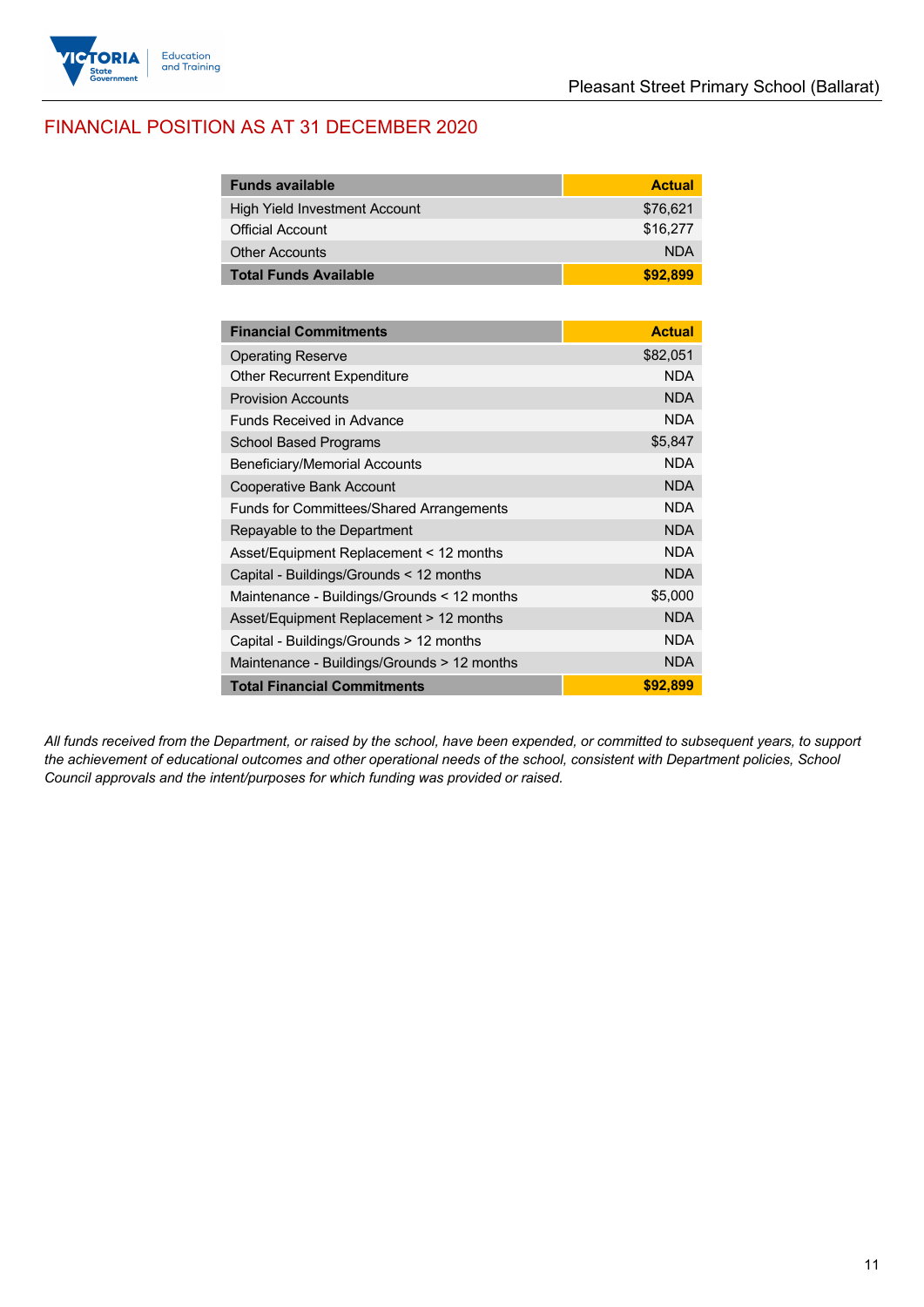## FINANCIAL POSITION AS AT 31 DECEMBER 2020

| Funds available | Actual |
| --- | --- |
| High Yield Investment Account | $76,621 |
| Official Account | $16,277 |
| Other Accounts | NDA |
| **Total Funds Available** | **$92,899** |

| Financial Commitments | Actual |
| --- | --- |
| Operating Reserve | $82,051 |
| Other Recurrent Expenditure | NDA |
| Provision Accounts | NDA |
| Funds Received in Advance | NDA |
| School Based Programs | $5,847 |
| Beneficiary/Memorial Accounts | NDA |
| Cooperative Bank Account | NDA |
| Funds for Committees/Shared Arrangements | NDA |
| Repayable to the Department | NDA |
| Asset/Equipment Replacement < 12 months | NDA |
| Capital - Buildings/Grounds < 12 months | NDA |
| Maintenance - Buildings/Grounds < 12 months | $5,000 |
| Asset/Equipment Replacement > 12 months | NDA |
| Capital - Buildings/Grounds > 12 months | NDA |
| Maintenance - Buildings/Grounds > 12 months | NDA |
| **Total Financial Commitments** | **$92,899** |

*All funds received from the Department, or raised by the school, have been expended, or committed to subsequent years, to support the achievement of educational outcomes and other operational needs of the school, consistent with Department policies, School Council approvals and the intent/purposes for which funding was provided or raised.*